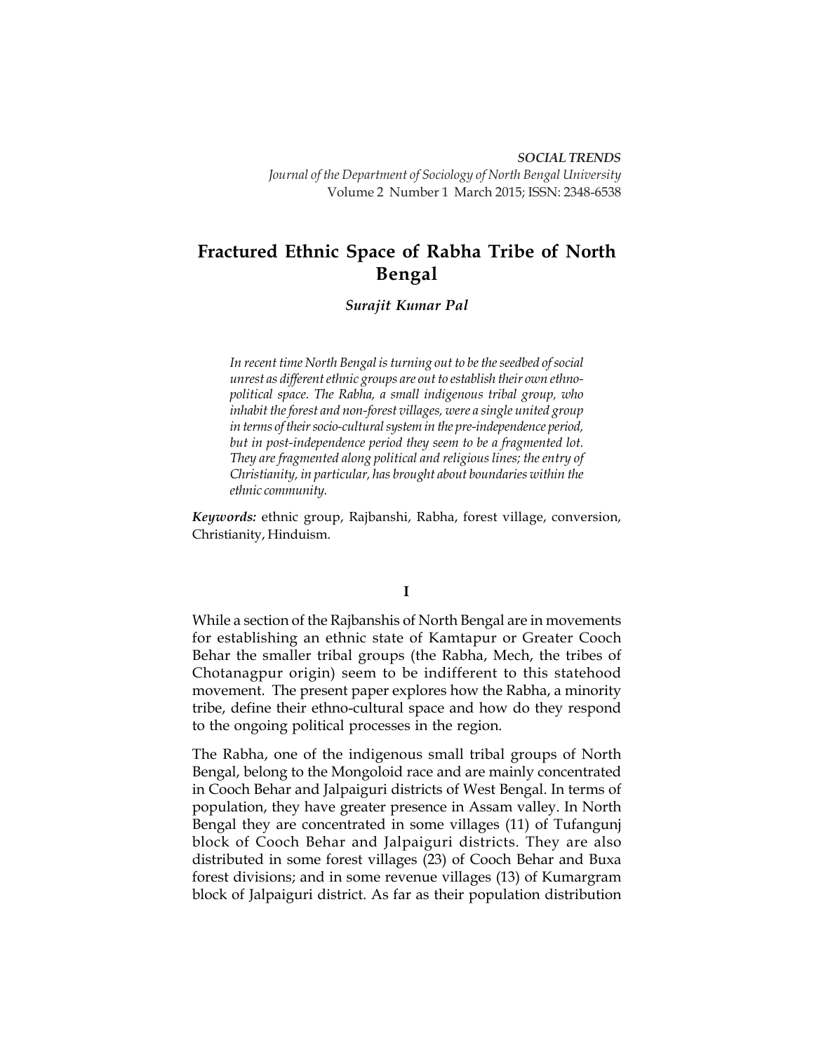*SOCIAL TRENDS*
*Journal of the Department of Sociology of North Bengal University*
Volume 2 Number 1 March 2015; ISSN: 2348-6538

# Fractured Ethnic Space of Rabha Tribe of North Bengal

***Surajit Kumar Pal***

*In recent time North Bengal is turning out to be the seedbed of social unrest as different ethnic groups are out to establish their own ethno-political space. The Rabha, a small indigenous tribal group, who inhabit the forest and non-forest villages, were a single united group in terms of their socio-cultural system in the pre-independence period, but in post-independence period they seem to be a fragmented lot. They are fragmented along political and religious lines; the entry of Christianity, in particular, has brought about boundaries within the ethnic community.*

***Keywords:*** ethnic group, Rajbanshi, Rabha, forest village, conversion, Christianity, Hinduism.

## I

While a section of the Rajbanshis of North Bengal are in movements for establishing an ethnic state of Kamtapur or Greater Cooch Behar the smaller tribal groups (the Rabha, Mech, the tribes of Chotanagpur origin) seem to be indifferent to this statehood movement. The present paper explores how the Rabha, a minority tribe, define their ethno-cultural space and how do they respond to the ongoing political processes in the region.

The Rabha, one of the indigenous small tribal groups of North Bengal, belong to the Mongoloid race and are mainly concentrated in Cooch Behar and Jalpaiguri districts of West Bengal. In terms of population, they have greater presence in Assam valley. In North Bengal they are concentrated in some villages (11) of Tufangunj block of Cooch Behar and Jalpaiguri districts. They are also distributed in some forest villages (23) of Cooch Behar and Buxa forest divisions; and in some revenue villages (13) of Kumargram block of Jalpaiguri district. As far as their population distribution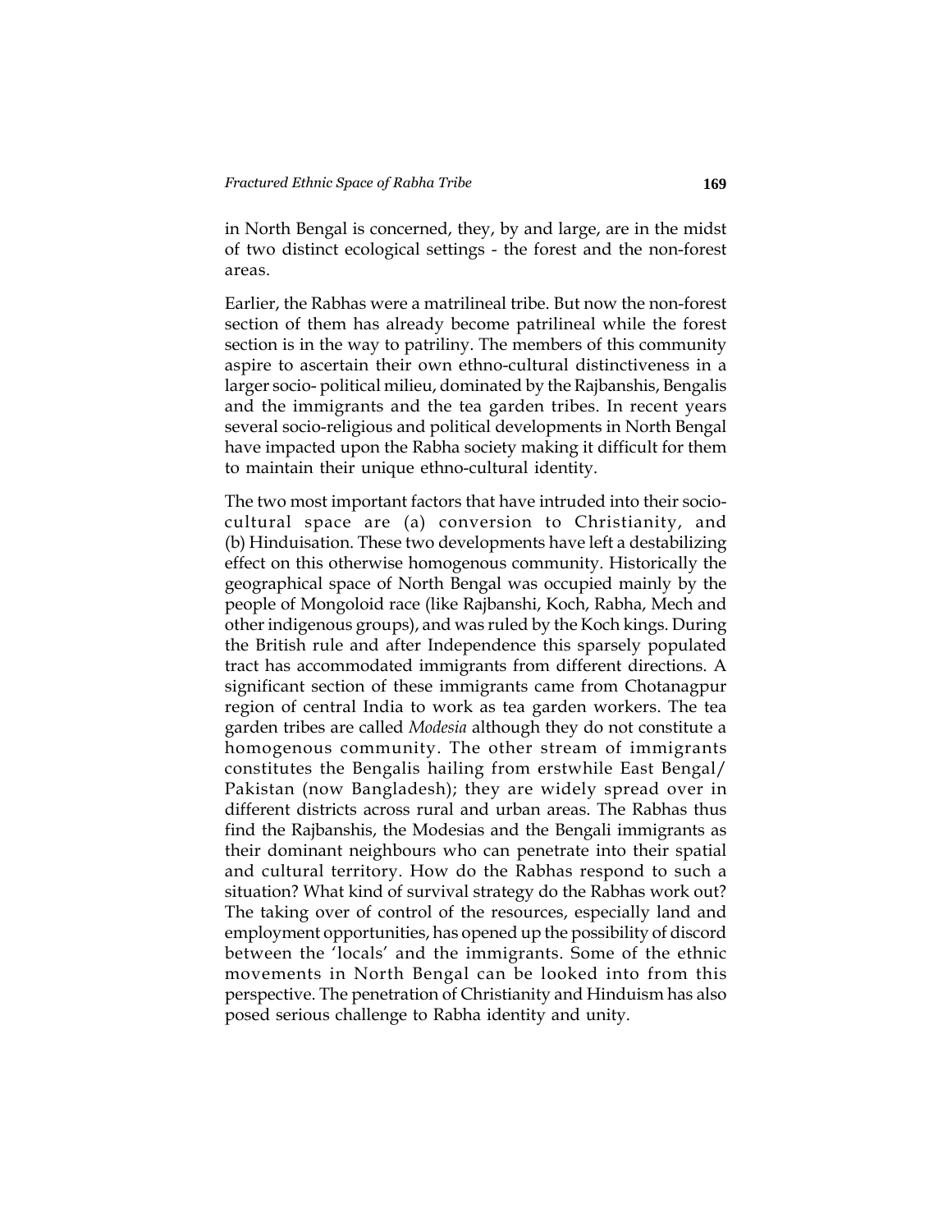in North Bengal is concerned, they, by and large, are in the midst of two distinct ecological settings - the forest and the non-forest areas.

Earlier, the Rabhas were a matrilineal tribe. But now the non-forest section of them has already become patrilineal while the forest section is in the way to patriliny. The members of this community aspire to ascertain their own ethno-cultural distinctiveness in a larger socio- political milieu, dominated by the Rajbanshis, Bengalis and the immigrants and the tea garden tribes. In recent years several socio-religious and political developments in North Bengal have impacted upon the Rabha society making it difficult for them to maintain their unique ethno-cultural identity.

The two most important factors that have intruded into their socio-cultural space are (a) conversion to Christianity, and (b) Hinduisation. These two developments have left a destabilizing effect on this otherwise homogenous community. Historically the geographical space of North Bengal was occupied mainly by the people of Mongoloid race (like Rajbanshi, Koch, Rabha, Mech and other indigenous groups), and was ruled by the Koch kings. During the British rule and after Independence this sparsely populated tract has accommodated immigrants from different directions. A significant section of these immigrants came from Chotanagpur region of central India to work as tea garden workers. The tea garden tribes are called *Modesia* although they do not constitute a homogenous community. The other stream of immigrants constitutes the Bengalis hailing from erstwhile East Bengal/ Pakistan (now Bangladesh); they are widely spread over in different districts across rural and urban areas. The Rabhas thus find the Rajbanshis, the Modesias and the Bengali immigrants as their dominant neighbours who can penetrate into their spatial and cultural territory. How do the Rabhas respond to such a situation? What kind of survival strategy do the Rabhas work out? The taking over of control of the resources, especially land and employment opportunities, has opened up the possibility of discord between the 'locals' and the immigrants. Some of the ethnic movements in North Bengal can be looked into from this perspective. The penetration of Christianity and Hinduism has also posed serious challenge to Rabha identity and unity.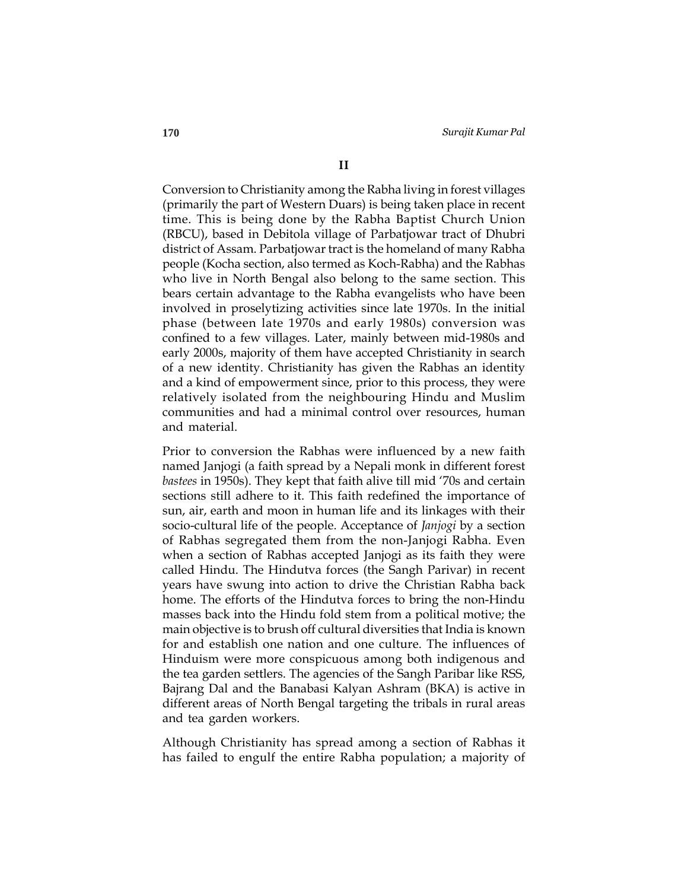## II

Conversion to Christianity among the Rabha living in forest villages (primarily the part of Western Duars) is being taken place in recent time. This is being done by the Rabha Baptist Church Union (RBCU), based in Debitola village of Parbatjowar tract of Dhubri district of Assam. Parbatjowar tract is the homeland of many Rabha people (Kocha section, also termed as Koch-Rabha) and the Rabhas who live in North Bengal also belong to the same section. This bears certain advantage to the Rabha evangelists who have been involved in proselytizing activities since late 1970s. In the initial phase (between late 1970s and early 1980s) conversion was confined to a few villages. Later, mainly between mid-1980s and early 2000s, majority of them have accepted Christianity in search of a new identity. Christianity has given the Rabhas an identity and a kind of empowerment since, prior to this process, they were relatively isolated from the neighbouring Hindu and Muslim communities and had a minimal control over resources, human and material.

Prior to conversion the Rabhas were influenced by a new faith named Janjogi (a faith spread by a Nepali monk in different forest *bastees* in 1950s). They kept that faith alive till mid '70s and certain sections still adhere to it. This faith redefined the importance of sun, air, earth and moon in human life and its linkages with their socio-cultural life of the people. Acceptance of *Janjogi* by a section of Rabhas segregated them from the non-Janjogi Rabha. Even when a section of Rabhas accepted Janjogi as its faith they were called Hindu. The Hindutva forces (the Sangh Parivar) in recent years have swung into action to drive the Christian Rabha back home. The efforts of the Hindutva forces to bring the non-Hindu masses back into the Hindu fold stem from a political motive; the main objective is to brush off cultural diversities that India is known for and establish one nation and one culture. The influences of Hinduism were more conspicuous among both indigenous and the tea garden settlers. The agencies of the Sangh Paribar like RSS, Bajrang Dal and the Banabasi Kalyan Ashram (BKA) is active in different areas of North Bengal targeting the tribals in rural areas and tea garden workers.

Although Christianity has spread among a section of Rabhas it has failed to engulf the entire Rabha population; a majority of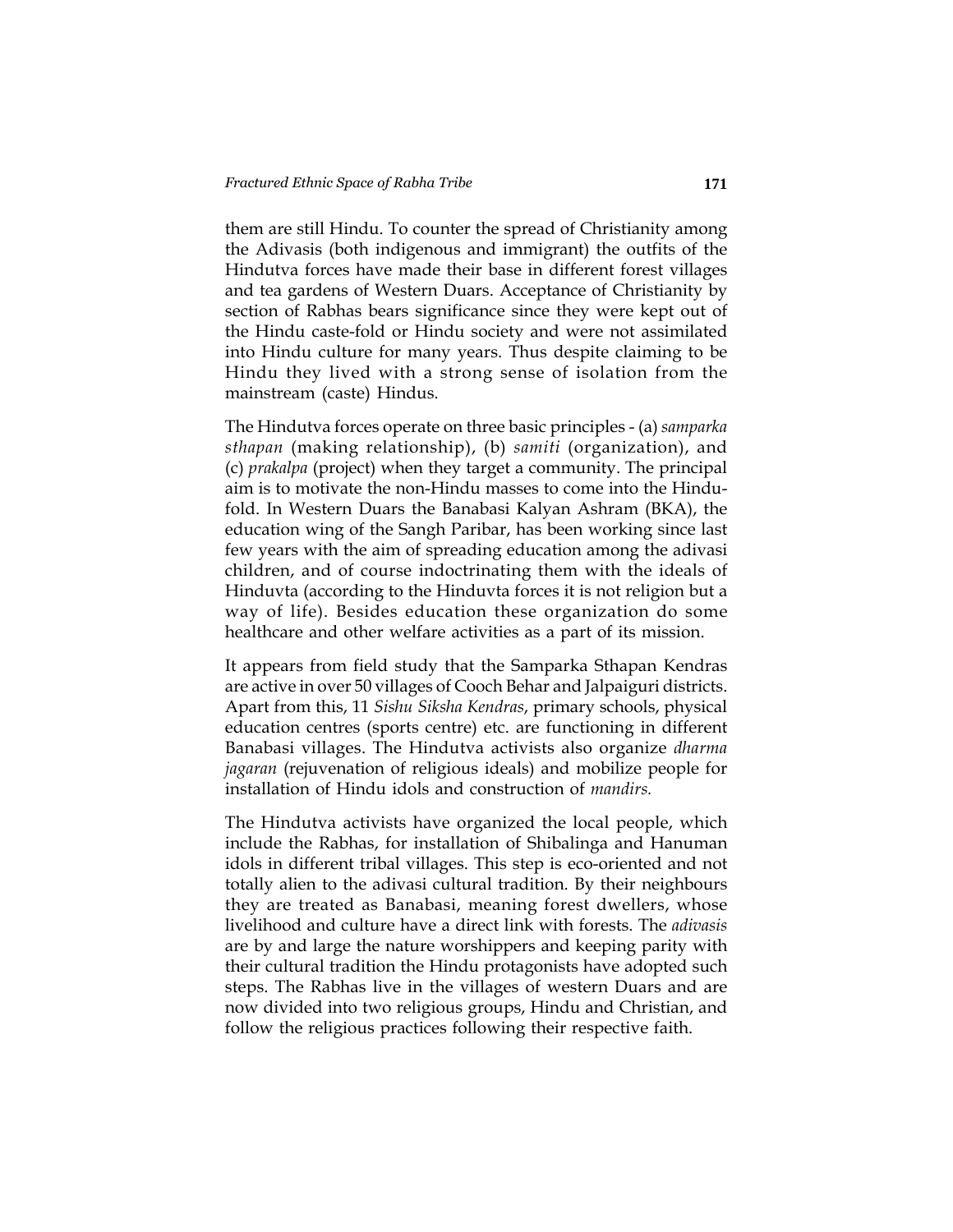them are still Hindu. To counter the spread of Christianity among the Adivasis (both indigenous and immigrant) the outfits of the Hindutva forces have made their base in different forest villages and tea gardens of Western Duars. Acceptance of Christianity by section of Rabhas bears significance since they were kept out of the Hindu caste-fold or Hindu society and were not assimilated into Hindu culture for many years. Thus despite claiming to be Hindu they lived with a strong sense of isolation from the mainstream (caste) Hindus.

The Hindutva forces operate on three basic principles - (a) *samparka sthapan* (making relationship), (b) *samiti* (organization), and (c) *prakalpa* (project) when they target a community. The principal aim is to motivate the non-Hindu masses to come into the Hindu-fold. In Western Duars the Banabasi Kalyan Ashram (BKA), the education wing of the Sangh Paribar, has been working since last few years with the aim of spreading education among the adivasi children, and of course indoctrinating them with the ideals of Hinduvta (according to the Hinduvta forces it is not religion but a way of life). Besides education these organization do some healthcare and other welfare activities as a part of its mission.

It appears from field study that the Samparka Sthapan Kendras are active in over 50 villages of Cooch Behar and Jalpaiguri districts. Apart from this, 11 *Sishu Siksha Kendras*, primary schools, physical education centres (sports centre) etc. are functioning in different Banabasi villages. The Hindutva activists also organize *dharma jagaran* (rejuvenation of religious ideals) and mobilize people for installation of Hindu idols and construction of *mandirs.*

The Hindutva activists have organized the local people, which include the Rabhas, for installation of Shibalinga and Hanuman idols in different tribal villages. This step is eco-oriented and not totally alien to the adivasi cultural tradition. By their neighbours they are treated as Banabasi, meaning forest dwellers, whose livelihood and culture have a direct link with forests. The *adivasis* are by and large the nature worshippers and keeping parity with their cultural tradition the Hindu protagonists have adopted such steps. The Rabhas live in the villages of western Duars and are now divided into two religious groups, Hindu and Christian, and follow the religious practices following their respective faith.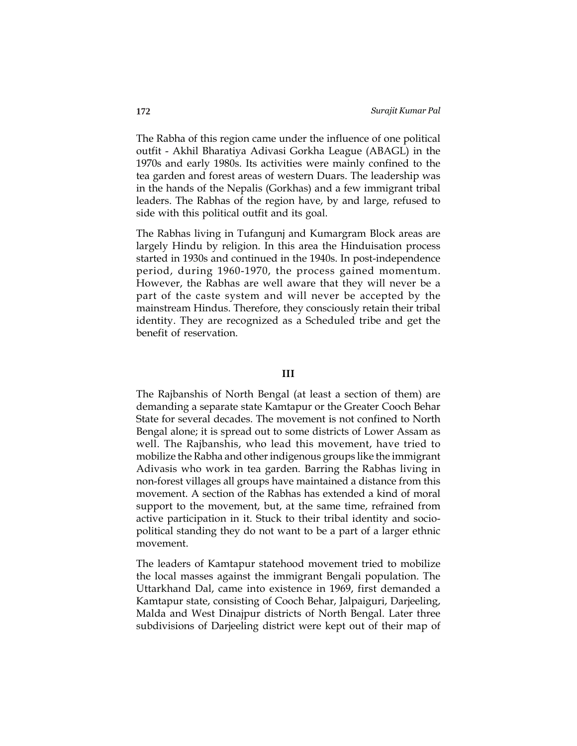The Rabha of this region came under the influence of one political outfit - Akhil Bharatiya Adivasi Gorkha League (ABAGL) in the 1970s and early 1980s. Its activities were mainly confined to the tea garden and forest areas of western Duars. The leadership was in the hands of the Nepalis (Gorkhas) and a few immigrant tribal leaders. The Rabhas of the region have, by and large, refused to side with this political outfit and its goal.

The Rabhas living in Tufangunj and Kumargram Block areas are largely Hindu by religion. In this area the Hinduisation process started in 1930s and continued in the 1940s. In post-independence period, during 1960-1970, the process gained momentum. However, the Rabhas are well aware that they will never be a part of the caste system and will never be accepted by the mainstream Hindus. Therefore, they consciously retain their tribal identity. They are recognized as a Scheduled tribe and get the benefit of reservation.

## III

The Rajbanshis of North Bengal (at least a section of them) are demanding a separate state Kamtapur or the Greater Cooch Behar State for several decades. The movement is not confined to North Bengal alone; it is spread out to some districts of Lower Assam as well. The Rajbanshis, who lead this movement, have tried to mobilize the Rabha and other indigenous groups like the immigrant Adivasis who work in tea garden. Barring the Rabhas living in non-forest villages all groups have maintained a distance from this movement. A section of the Rabhas has extended a kind of moral support to the movement, but, at the same time, refrained from active participation in it. Stuck to their tribal identity and socio-political standing they do not want to be a part of a larger ethnic movement.

The leaders of Kamtapur statehood movement tried to mobilize the local masses against the immigrant Bengali population. The Uttarkhand Dal, came into existence in 1969, first demanded a Kamtapur state, consisting of Cooch Behar, Jalpaiguri, Darjeeling, Malda and West Dinajpur districts of North Bengal. Later three subdivisions of Darjeeling district were kept out of their map of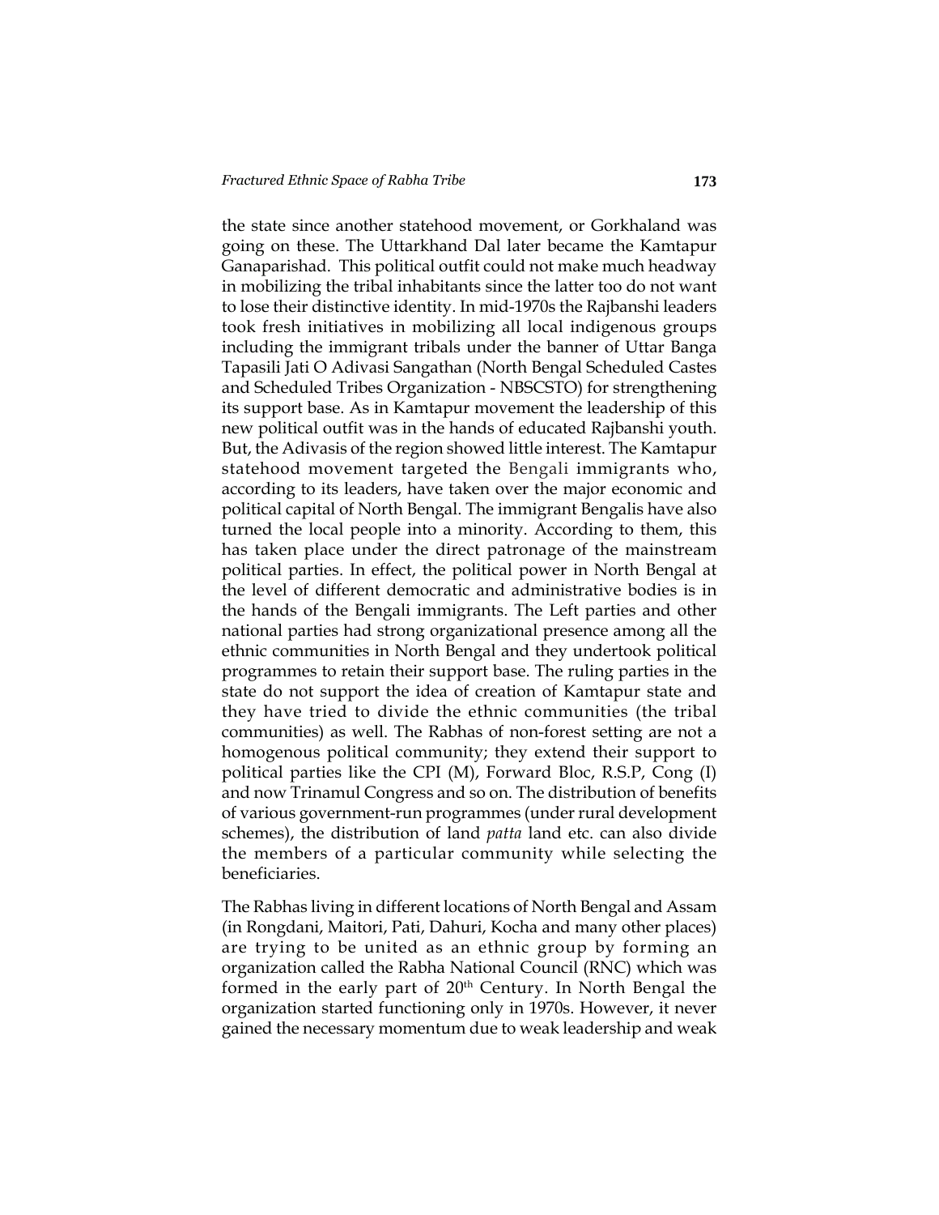the state since another statehood movement, or Gorkhaland was going on these. The Uttarkhand Dal later became the Kamtapur Ganaparishad. This political outfit could not make much headway in mobilizing the tribal inhabitants since the latter too do not want to lose their distinctive identity. In mid-1970s the Rajbanshi leaders took fresh initiatives in mobilizing all local indigenous groups including the immigrant tribals under the banner of Uttar Banga Tapasili Jati O Adivasi Sangathan (North Bengal Scheduled Castes and Scheduled Tribes Organization - NBSCSTO) for strengthening its support base. As in Kamtapur movement the leadership of this new political outfit was in the hands of educated Rajbanshi youth. But, the Adivasis of the region showed little interest. The Kamtapur statehood movement targeted the Bengali immigrants who, according to its leaders, have taken over the major economic and political capital of North Bengal. The immigrant Bengalis have also turned the local people into a minority. According to them, this has taken place under the direct patronage of the mainstream political parties. In effect, the political power in North Bengal at the level of different democratic and administrative bodies is in the hands of the Bengali immigrants. The Left parties and other national parties had strong organizational presence among all the ethnic communities in North Bengal and they undertook political programmes to retain their support base. The ruling parties in the state do not support the idea of creation of Kamtapur state and they have tried to divide the ethnic communities (the tribal communities) as well. The Rabhas of non-forest setting are not a homogenous political community; they extend their support to political parties like the CPI (M), Forward Bloc, R.S.P, Cong (I) and now Trinamul Congress and so on. The distribution of benefits of various government-run programmes (under rural development schemes), the distribution of land *patta* land etc. can also divide the members of a particular community while selecting the beneficiaries.

The Rabhas living in different locations of North Bengal and Assam (in Rongdani, Maitori, Pati, Dahuri, Kocha and many other places) are trying to be united as an ethnic group by forming an organization called the Rabha National Council (RNC) which was formed in the early part of 20th Century. In North Bengal the organization started functioning only in 1970s. However, it never gained the necessary momentum due to weak leadership and weak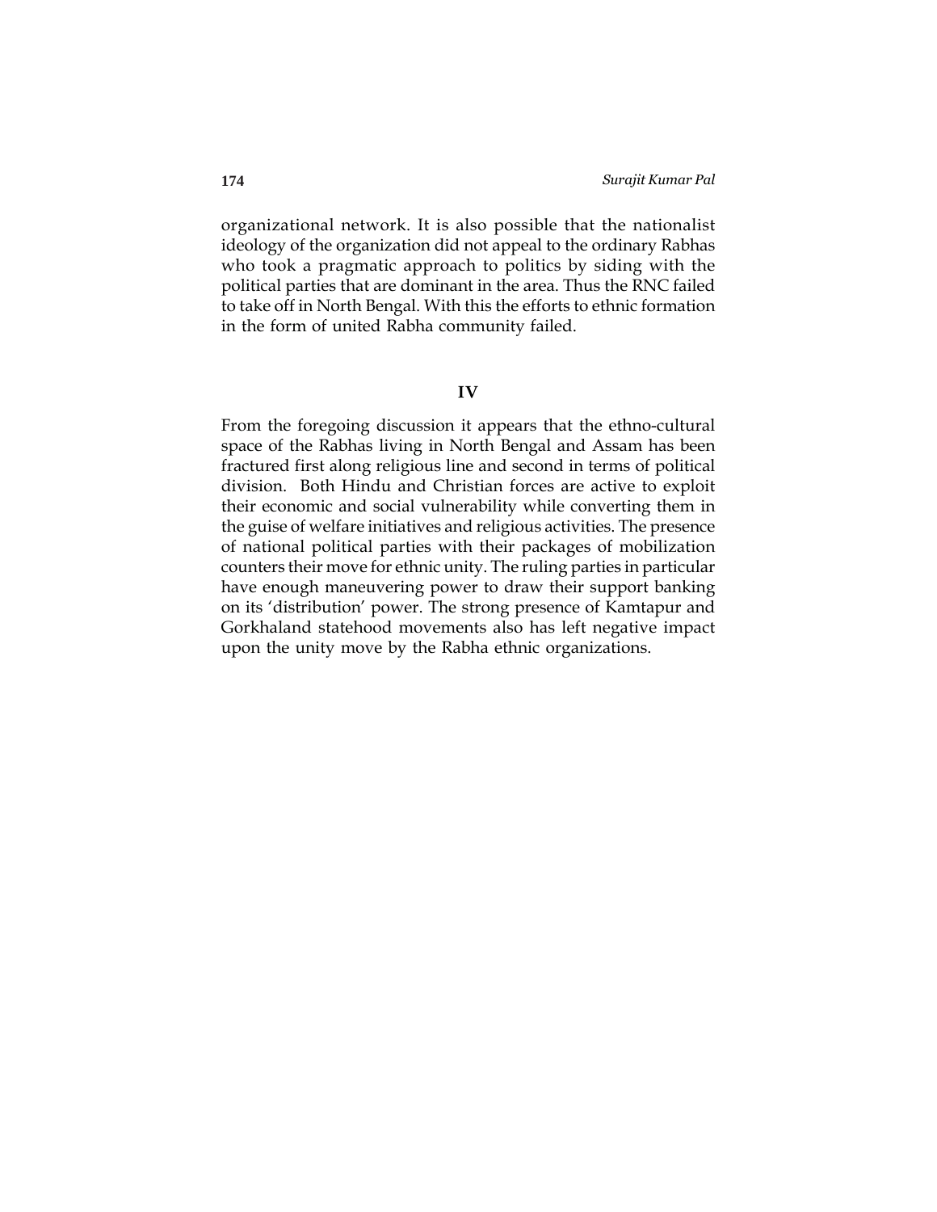organizational network. It is also possible that the nationalist ideology of the organization did not appeal to the ordinary Rabhas who took a pragmatic approach to politics by siding with the political parties that are dominant in the area. Thus the RNC failed to take off in North Bengal. With this the efforts to ethnic formation in the form of united Rabha community failed.

## IV

From the foregoing discussion it appears that the ethno-cultural space of the Rabhas living in North Bengal and Assam has been fractured first along religious line and second in terms of political division. Both Hindu and Christian forces are active to exploit their economic and social vulnerability while converting them in the guise of welfare initiatives and religious activities. The presence of national political parties with their packages of mobilization counters their move for ethnic unity. The ruling parties in particular have enough maneuvering power to draw their support banking on its 'distribution' power. The strong presence of Kamtapur and Gorkhaland statehood movements also has left negative impact upon the unity move by the Rabha ethnic organizations.